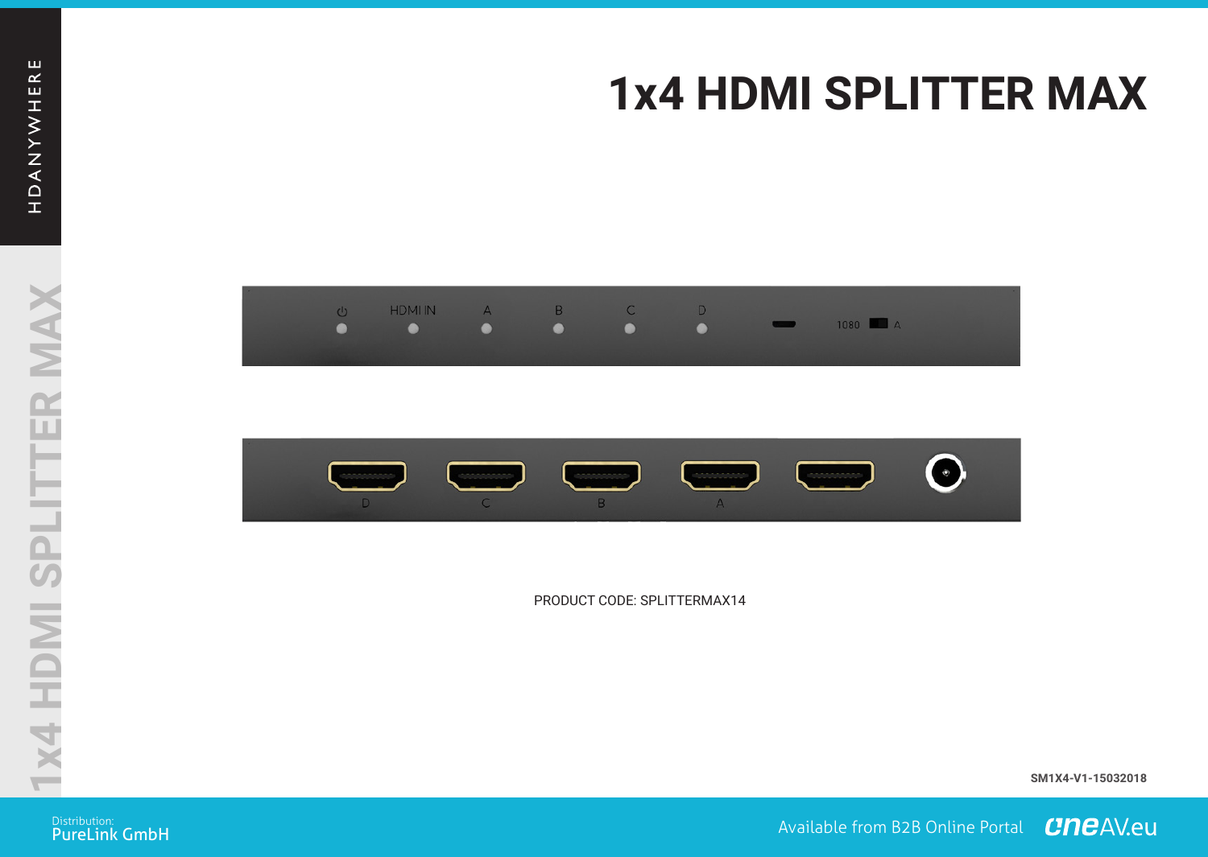# 1x4 HDMI SPLITTER MAX

PRODUCT CODE: SPLITTERMAX14

SM1X4-V1-15032018

Distribution:
PureLink GmbH

Available from B2B Online Portal oneAV.eu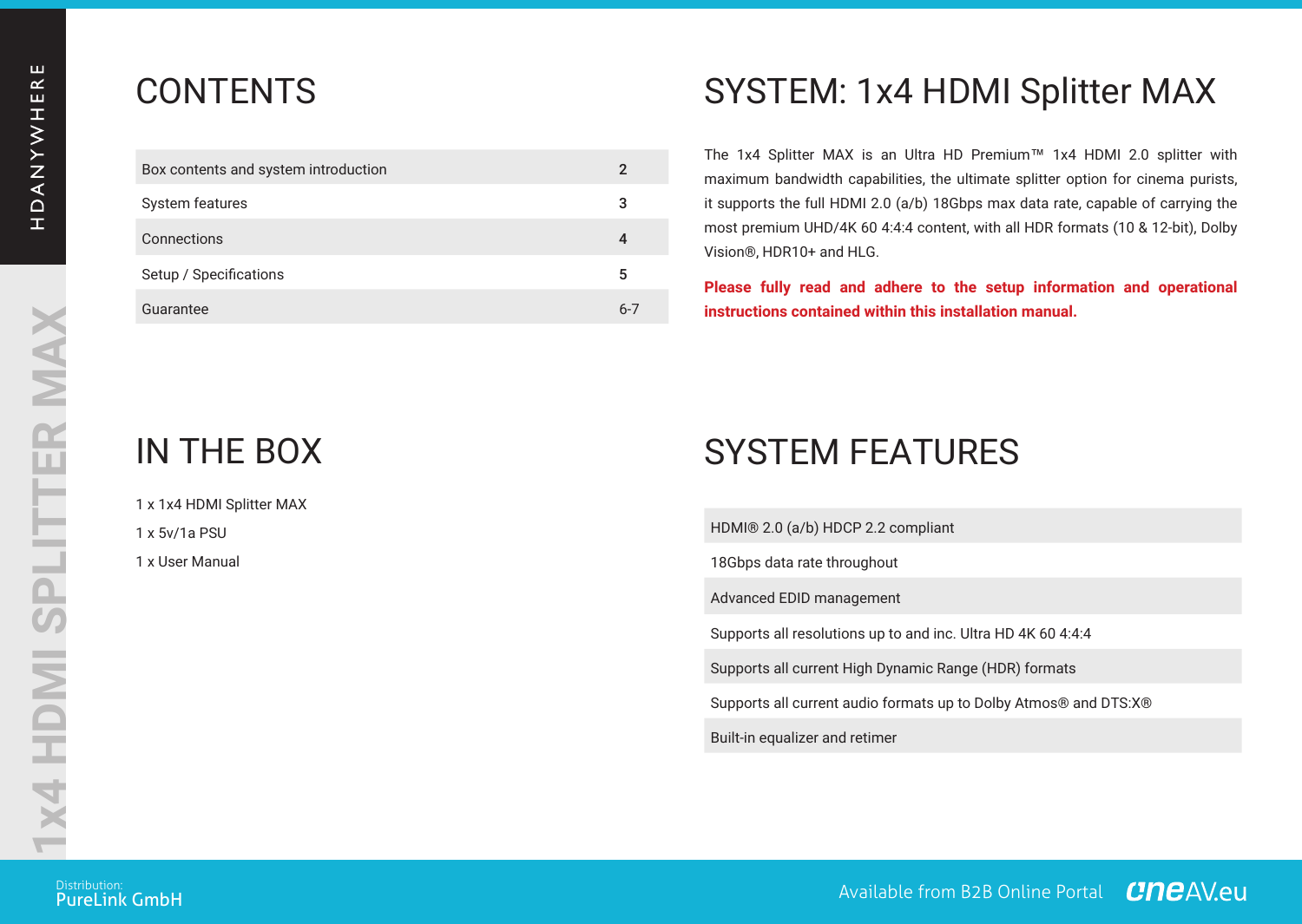# CONTENTS

| Box contents and system introduction | 2 |
|---|---|
| System features | 3 |
| Connections | 4 |
| Setup / Specifications | 5 |
| Guarantee | 6-7 |

# IN THE BOX

1 x 1x4 HDMI Splitter MAX

1 x 5v/1a PSU

1 x User Manual

# SYSTEM: 1x4 HDMI Splitter MAX

The 1x4 Splitter MAX is an Ultra HD Premium™ 1x4 HDMI 2.0 splitter with maximum bandwidth capabilities, the ultimate splitter option for cinema purists, it supports the full HDMI 2.0 (a/b) 18Gbps max data rate, capable of carrying the most premium UHD/4K 60 4:4:4 content, with all HDR formats (10 & 12-bit), Dolby Vision®, HDR10+ and HLG.

**Please fully read and adhere to the setup information and operational instructions contained within this installation manual.**

# SYSTEM FEATURES

| HDMI® 2.0 (a/b) HDCP 2.2 compliant |
|---|
| 18Gbps data rate throughout |
| Advanced EDID management |
| Supports all resolutions up to and inc. Ultra HD 4K 60 4:4:4 |
| Supports all current High Dynamic Range (HDR) formats |
| Supports all current audio formats up to Dolby Atmos® and DTS:X® |
| Built-in equalizer and retimer |

Distribution: PureLink GmbH

Available from B2B Online Portal oneAV.eu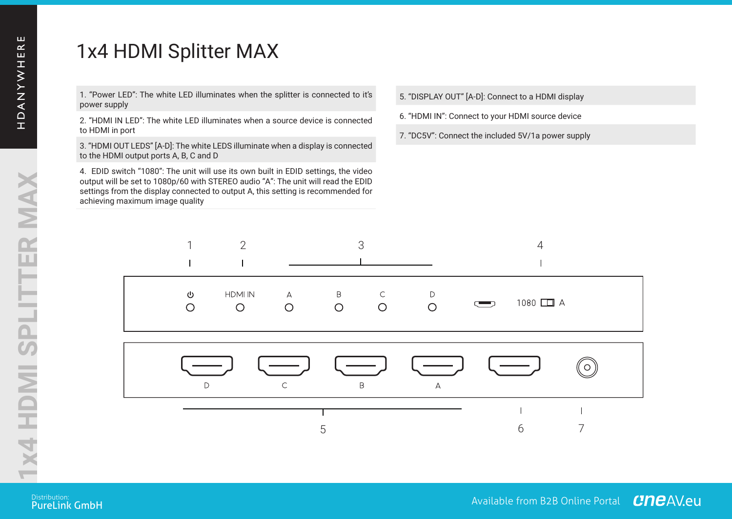# 1x4 HDMI Splitter MAX

1. “Power LED”: The white LED illuminates when the splitter is connected to it’s power supply

2. “HDMI IN LED”: The white LED illuminates when a source device is connected to HDMI in port

3. “HDMI OUT LEDS” [A-D]: The white LEDS illuminate when a display is connected to the HDMI output ports A, B, C and D

4. EDID switch “1080”: The unit will use its own built in EDID settings, the video output will be set to 1080p/60 with STEREO audio “A”: The unit will read the EDID settings from the display connected to output A, this setting is recommended for achieving maximum image quality

5. “DISPLAY OUT” [A-D]: Connect to a HDMI display

6. “HDMI IN”: Connect to your HDMI source device

7. “DC5V”: Connect the included 5V/1a power supply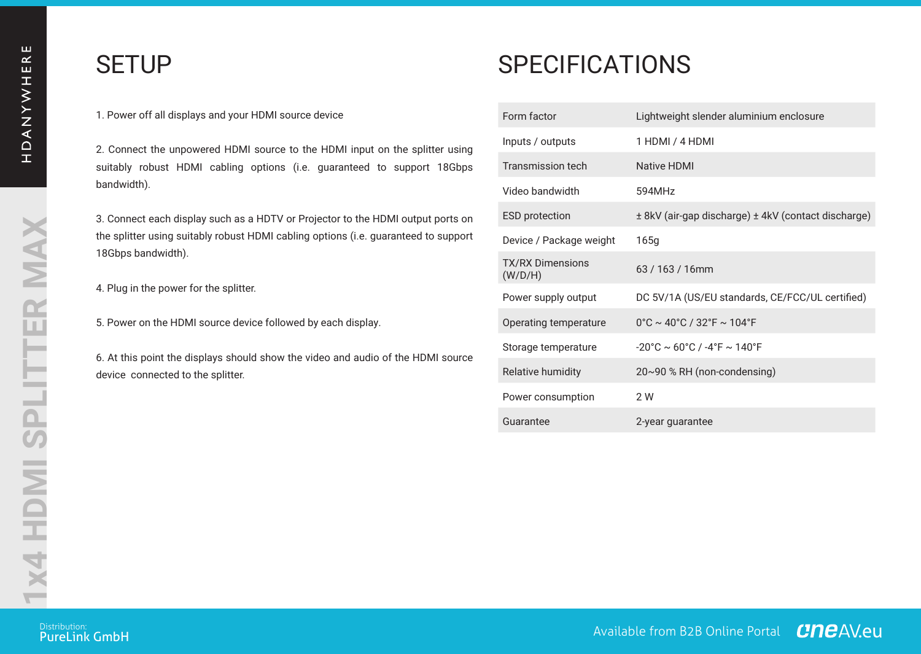## SETUP

1. Power off all displays and your HDMI source device

2. Connect the unpowered HDMI source to the HDMI input on the splitter using suitably robust HDMI cabling options (i.e. guaranteed to support 18Gbps bandwidth).

3. Connect each display such as a HDTV or Projector to the HDMI output ports on the splitter using suitably robust HDMI cabling options (i.e. guaranteed to support 18Gbps bandwidth).

4. Plug in the power for the splitter.

5. Power on the HDMI source device followed by each display.

6. At this point the displays should show the video and audio of the HDMI source device connected to the splitter.

## SPECIFICATIONS

| | |
|---|---|
| Form factor | Lightweight slender aluminium enclosure |
| Inputs / outputs | 1 HDMI / 4 HDMI |
| Transmission tech | Native HDMI |
| Video bandwidth | 594MHz |
| ESD protection | ± 8kV (air-gap discharge) ± 4kV (contact discharge) |
| Device / Package weight | 165g |
| TX/RX Dimensions (W/D/H) | 63 / 163 / 16mm |
| Power supply output | DC 5V/1A (US/EU standards, CE/FCC/UL certified) |
| Operating temperature | 0°C ~ 40°C / 32°F ~ 104°F |
| Storage temperature | -20°C ~ 60°C / -4°F ~ 140°F |
| Relative humidity | 20~90 % RH (non-condensing) |
| Power consumption | 2 W |
| Guarantee | 2-year guarantee |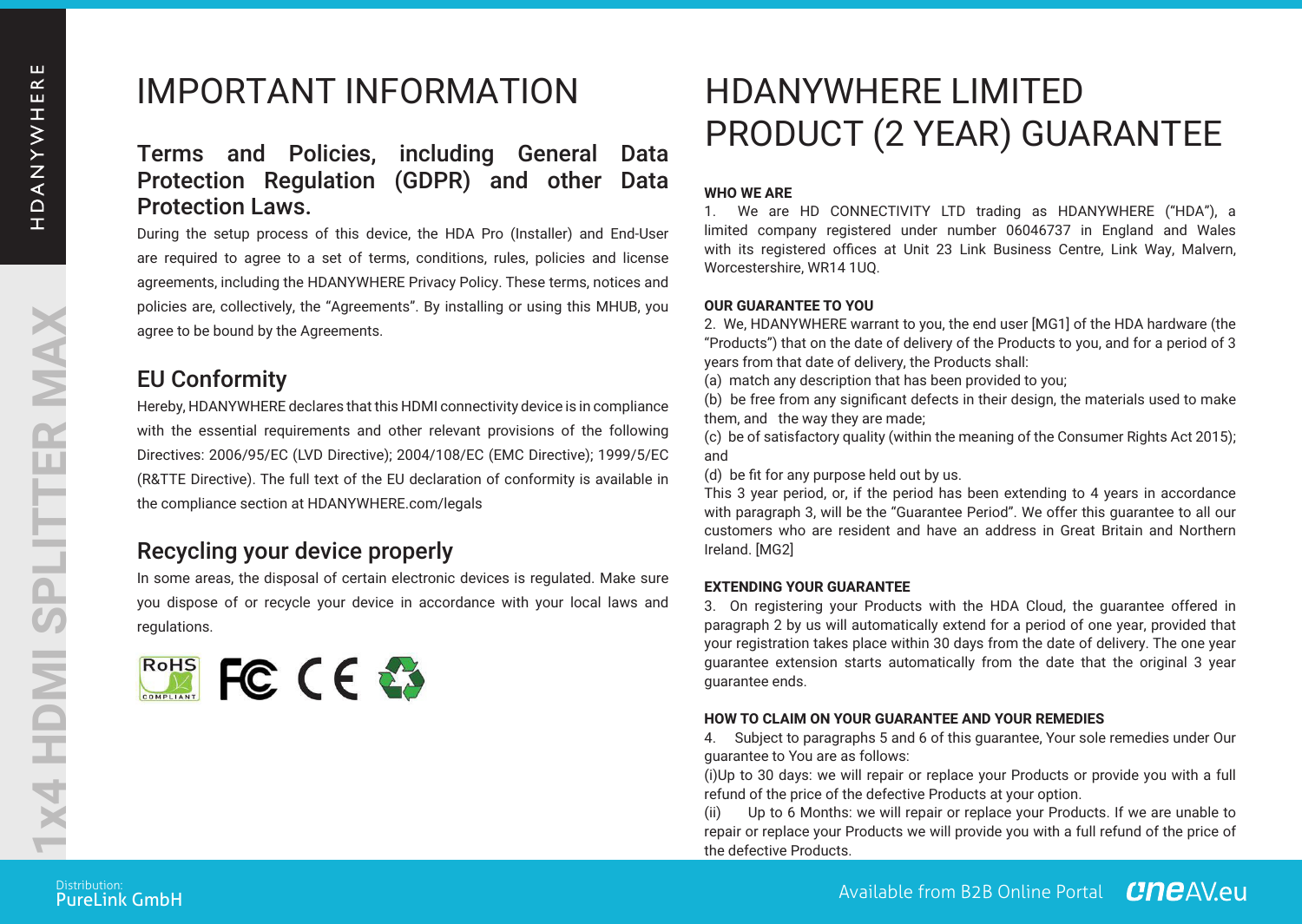# IMPORTANT INFORMATION

## Terms and Policies, including General Data Protection Regulation (GDPR) and other Data Protection Laws.

During the setup process of this device, the HDA Pro (Installer) and End-User are required to agree to a set of terms, conditions, rules, policies and license agreements, including the HDANYWHERE Privacy Policy. These terms, notices and policies are, collectively, the “Agreements”. By installing or using this MHUB, you agree to be bound by the Agreements.

## EU Conformity

Hereby, HDANYWHERE declares that this HDMI connectivity device is in compliance with the essential requirements and other relevant provisions of the following Directives: 2006/95/EC (LVD Directive); 2004/108/EC (EMC Directive); 1999/5/EC (R&TTE Directive). The full text of the EU declaration of conformity is available in the compliance section at HDANYWHERE.com/legals

## Recycling your device properly

In some areas, the disposal of certain electronic devices is regulated. Make sure you dispose of or recycle your device in accordance with your local laws and regulations.

# HDANYWHERE LIMITED PRODUCT (2 YEAR) GUARANTEE

**WHO WE ARE**

1. We are HD CONNECTIVITY LTD trading as HDANYWHERE (“HDA”), a limited company registered under number 06046737 in England and Wales with its registered offices at Unit 23 Link Business Centre, Link Way, Malvern, Worcestershire, WR14 1UQ.

**OUR GUARANTEE TO YOU**

2. We, HDANYWHERE warrant to you, the end user [MG1] of the HDA hardware (the “Products”) that on the date of delivery of the Products to you, and for a period of 3 years from that date of delivery, the Products shall:

(a) match any description that has been provided to you;

(b) be free from any significant defects in their design, the materials used to make them, and the way they are made;

(c) be of satisfactory quality (within the meaning of the Consumer Rights Act 2015); and

(d) be fit for any purpose held out by us.

This 3 year period, or, if the period has been extending to 4 years in accordance with paragraph 3, will be the “Guarantee Period”. We offer this guarantee to all our customers who are resident and have an address in Great Britain and Northern Ireland. [MG2]

**EXTENDING YOUR GUARANTEE**

3. On registering your Products with the HDA Cloud, the guarantee offered in paragraph 2 by us will automatically extend for a period of one year, provided that your registration takes place within 30 days from the date of delivery. The one year guarantee extension starts automatically from the date that the original 3 year guarantee ends.

**HOW TO CLAIM ON YOUR GUARANTEE AND YOUR REMEDIES**

4. Subject to paragraphs 5 and 6 of this guarantee, Your sole remedies under Our guarantee to You are as follows:

(i)Up to 30 days: we will repair or replace your Products or provide you with a full refund of the price of the defective Products at your option.

(ii) Up to 6 Months: we will repair or replace your Products. If we are unable to repair or replace your Products we will provide you with a full refund of the price of the defective Products.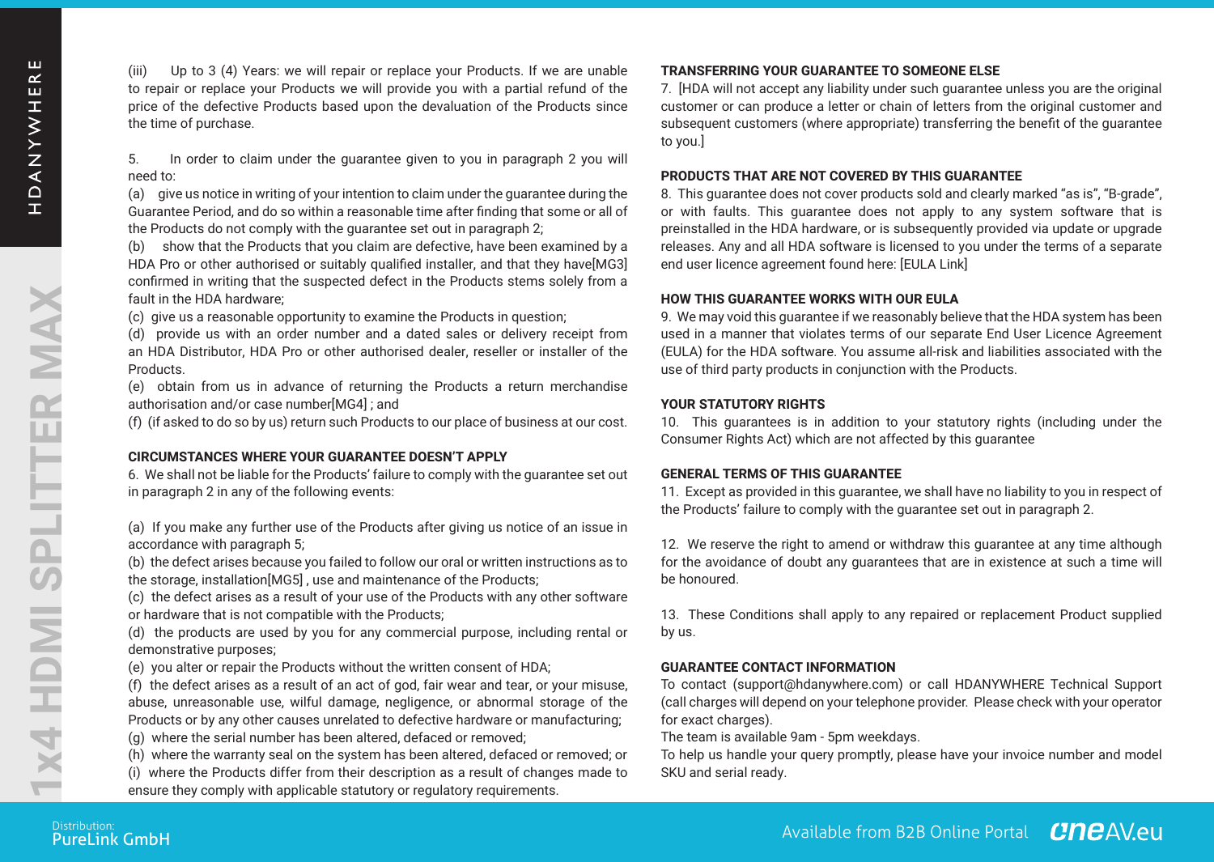(iii) Up to 3 (4) Years: we will repair or replace your Products. If we are unable to repair or replace your Products we will provide you with a partial refund of the price of the defective Products based upon the devaluation of the Products since the time of purchase.

5. In order to claim under the guarantee given to you in paragraph 2 you will need to:

(a) give us notice in writing of your intention to claim under the guarantee during the Guarantee Period, and do so within a reasonable time after finding that some or all of the Products do not comply with the guarantee set out in paragraph 2;

(b) show that the Products that you claim are defective, have been examined by a HDA Pro or other authorised or suitably qualified installer, and that they have[MG3] confirmed in writing that the suspected defect in the Products stems solely from a fault in the HDA hardware;

(c) give us a reasonable opportunity to examine the Products in question;

(d) provide us with an order number and a dated sales or delivery receipt from an HDA Distributor, HDA Pro or other authorised dealer, reseller or installer of the Products.

(e) obtain from us in advance of returning the Products a return merchandise authorisation and/or case number[MG4] ; and

(f) (if asked to do so by us) return such Products to our place of business at our cost.

**CIRCUMSTANCES WHERE YOUR GUARANTEE DOESN'T APPLY**

6. We shall not be liable for the Products' failure to comply with the guarantee set out in paragraph 2 in any of the following events:

(a) If you make any further use of the Products after giving us notice of an issue in accordance with paragraph 5;

(b) the defect arises because you failed to follow our oral or written instructions as to the storage, installation[MG5] , use and maintenance of the Products;

(c) the defect arises as a result of your use of the Products with any other software or hardware that is not compatible with the Products;

(d) the products are used by you for any commercial purpose, including rental or demonstrative purposes;

(e) you alter or repair the Products without the written consent of HDA;

(f) the defect arises as a result of an act of god, fair wear and tear, or your misuse, abuse, unreasonable use, wilful damage, negligence, or abnormal storage of the Products or by any other causes unrelated to defective hardware or manufacturing;

(g) where the serial number has been altered, defaced or removed;

(h) where the warranty seal on the system has been altered, defaced or removed; or

(i) where the Products differ from their description as a result of changes made to ensure they comply with applicable statutory or regulatory requirements.

**TRANSFERRING YOUR GUARANTEE TO SOMEONE ELSE**

7. [HDA will not accept any liability under such guarantee unless you are the original customer or can produce a letter or chain of letters from the original customer and subsequent customers (where appropriate) transferring the benefit of the guarantee to you.]

**PRODUCTS THAT ARE NOT COVERED BY THIS GUARANTEE**

8. This guarantee does not cover products sold and clearly marked "as is", "B-grade", or with faults. This guarantee does not apply to any system software that is preinstalled in the HDA hardware, or is subsequently provided via update or upgrade releases. Any and all HDA software is licensed to you under the terms of a separate end user licence agreement found here: [EULA Link]

**HOW THIS GUARANTEE WORKS WITH OUR EULA**

9. We may void this guarantee if we reasonably believe that the HDA system has been used in a manner that violates terms of our separate End User Licence Agreement (EULA) for the HDA software. You assume all-risk and liabilities associated with the use of third party products in conjunction with the Products.

**YOUR STATUTORY RIGHTS**

10. This guarantees is in addition to your statutory rights (including under the Consumer Rights Act) which are not affected by this guarantee

**GENERAL TERMS OF THIS GUARANTEE**

11. Except as provided in this guarantee, we shall have no liability to you in respect of the Products' failure to comply with the guarantee set out in paragraph 2.

12. We reserve the right to amend or withdraw this guarantee at any time although for the avoidance of doubt any guarantees that are in existence at such a time will be honoured.

13. These Conditions shall apply to any repaired or replacement Product supplied by us.

**GUARANTEE CONTACT INFORMATION**

To contact (support@hdanywhere.com) or call HDANYWHERE Technical Support (call charges will depend on your telephone provider. Please check with your operator for exact charges).

The team is available 9am - 5pm weekdays.

To help us handle your query promptly, please have your invoice number and model SKU and serial ready.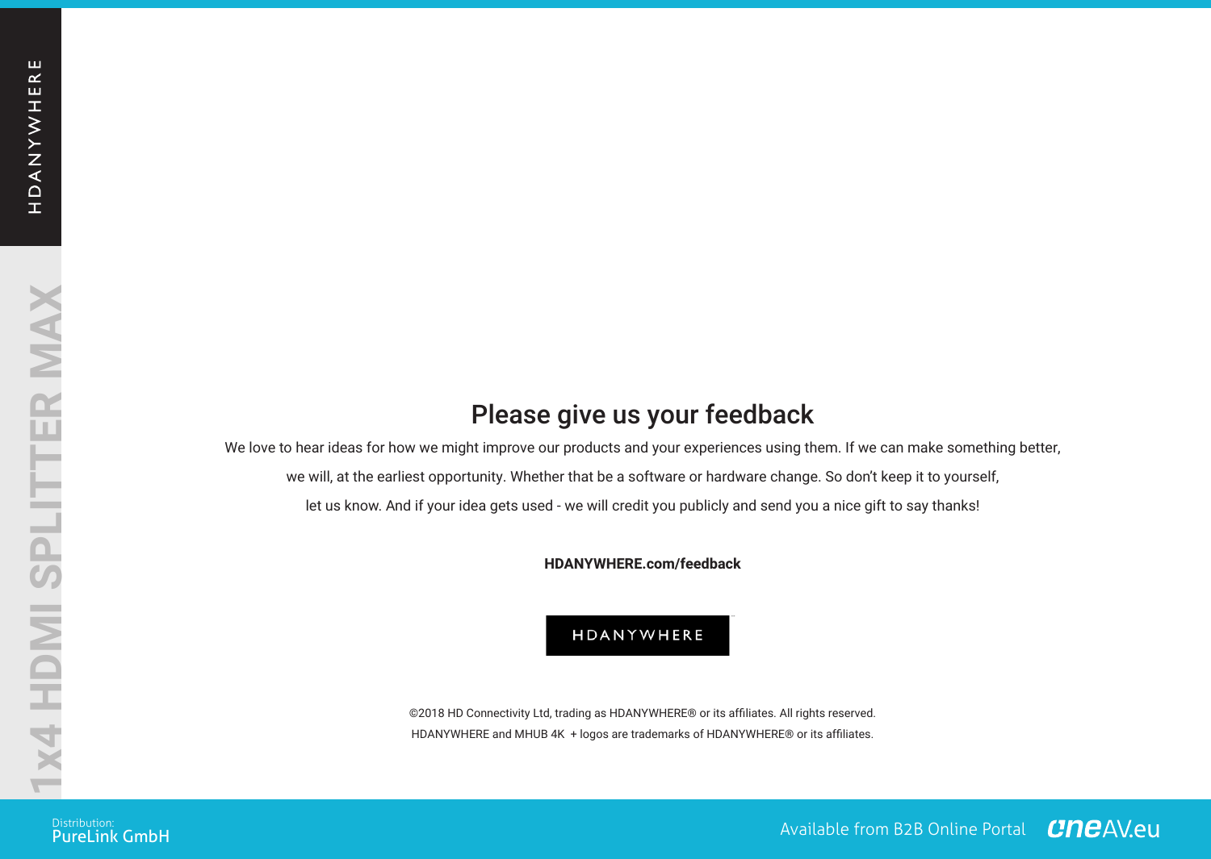## Please give us your feedback

We love to hear ideas for how we might improve our products and your experiences using them. If we can make something better, we will, at the earliest opportunity. Whether that be a software or hardware change. So don't keep it to yourself, let us know. And if your idea gets used - we will credit you publicly and send you a nice gift to say thanks!

**HDANYWHERE.com/feedback**

HDANYWHERE

©2018 HD Connectivity Ltd, trading as HDANYWHERE® or its affiliates. All rights reserved.
HDANYWHERE and MHUB 4K + logos are trademarks of HDANYWHERE® or its affiliates.